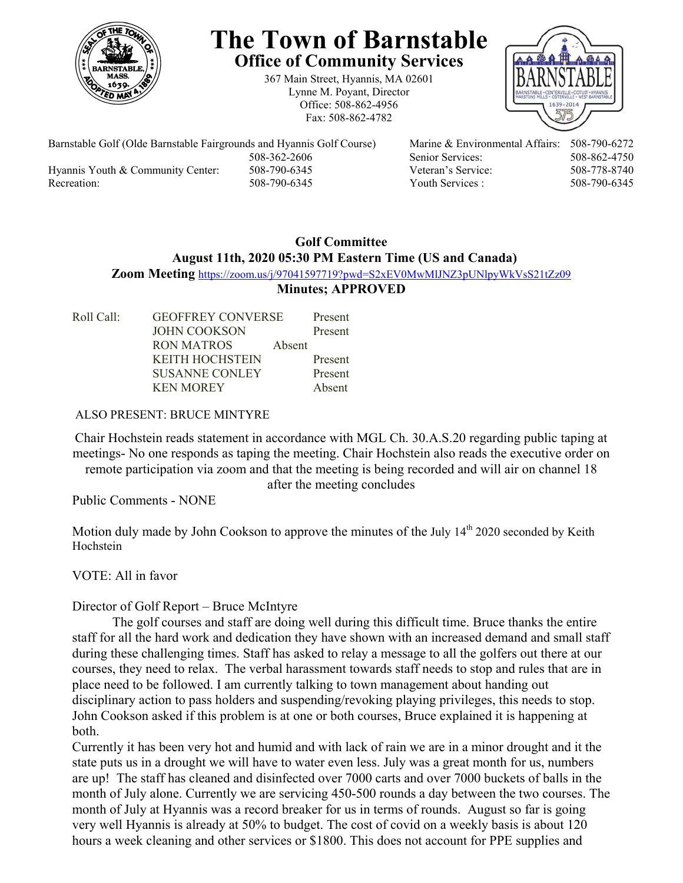# The Town of Barnstable

## Office of Community Services

367 Main Street, Hyannis, MA 02601
Lynne M. Poyant, Director
Office: 508-862-4956
Fax: 508-862-4782

| | | | |
|---|---|---|---|
| Barnstable Golf (Olde Barnstable Fairgrounds and Hyannis Golf Course) | 508-362-2606 | Marine & Environmental Affairs: | 508-790-6272 |
| | | Senior Services: | 508-862-4750 |
| Hyannis Youth & Community Center: | 508-790-6345 | Veteran's Service: | 508-778-8740 |
| Recreation: | 508-790-6345 | Youth Services : | 508-790-6345 |

**Golf Committee**
**August 11th, 2020 05:30 PM Eastern Time (US and Canada)**
**Zoom Meeting** https://zoom.us/j/97041597719?pwd=S2xEV0MwMlJNZ3pUNlpyWkVsS21tZz09
**Minutes; APPROVED**

| Roll Call: | | |
|---|---|---|
| | GEOFFREY CONVERSE | Present |
| | JOHN COOKSON | Present |
| | RON MATROS | Absent |
| | KEITH HOCHSTEIN | Present |
| | SUSANNE CONLEY | Present |
| | KEN MOREY | Absent |

ALSO PRESENT: BRUCE MINTYRE

Chair Hochstein reads statement in accordance with MGL Ch. 30.A.S.20 regarding public taping at meetings- No one responds as taping the meeting. Chair Hochstein also reads the executive order on remote participation via zoom and that the meeting is being recorded and will air on channel 18 after the meeting concludes

Public Comments - NONE

Motion duly made by John Cookson to approve the minutes of the July 14th 2020 seconded by Keith Hochstein

VOTE: All in favor

Director of Golf Report – Bruce McIntyre

The golf courses and staff are doing well during this difficult time. Bruce thanks the entire staff for all the hard work and dedication they have shown with an increased demand and small staff during these challenging times. Staff has asked to relay a message to all the golfers out there at our courses, they need to relax. The verbal harassment towards staff needs to stop and rules that are in place need to be followed. I am currently talking to town management about handing out disciplinary action to pass holders and suspending/revoking playing privileges, this needs to stop. John Cookson asked if this problem is at one or both courses, Bruce explained it is happening at both.

Currently it has been very hot and humid and with lack of rain we are in a minor drought and it the state puts us in a drought we will have to water even less. July was a great month for us, numbers are up! The staff has cleaned and disinfected over 7000 carts and over 7000 buckets of balls in the month of July alone. Currently we are servicing 450-500 rounds a day between the two courses. The month of July at Hyannis was a record breaker for us in terms of rounds. August so far is going very well Hyannis is already at 50% to budget. The cost of covid on a weekly basis is about 120 hours a week cleaning and other services or $1800. This does not account for PPE supplies and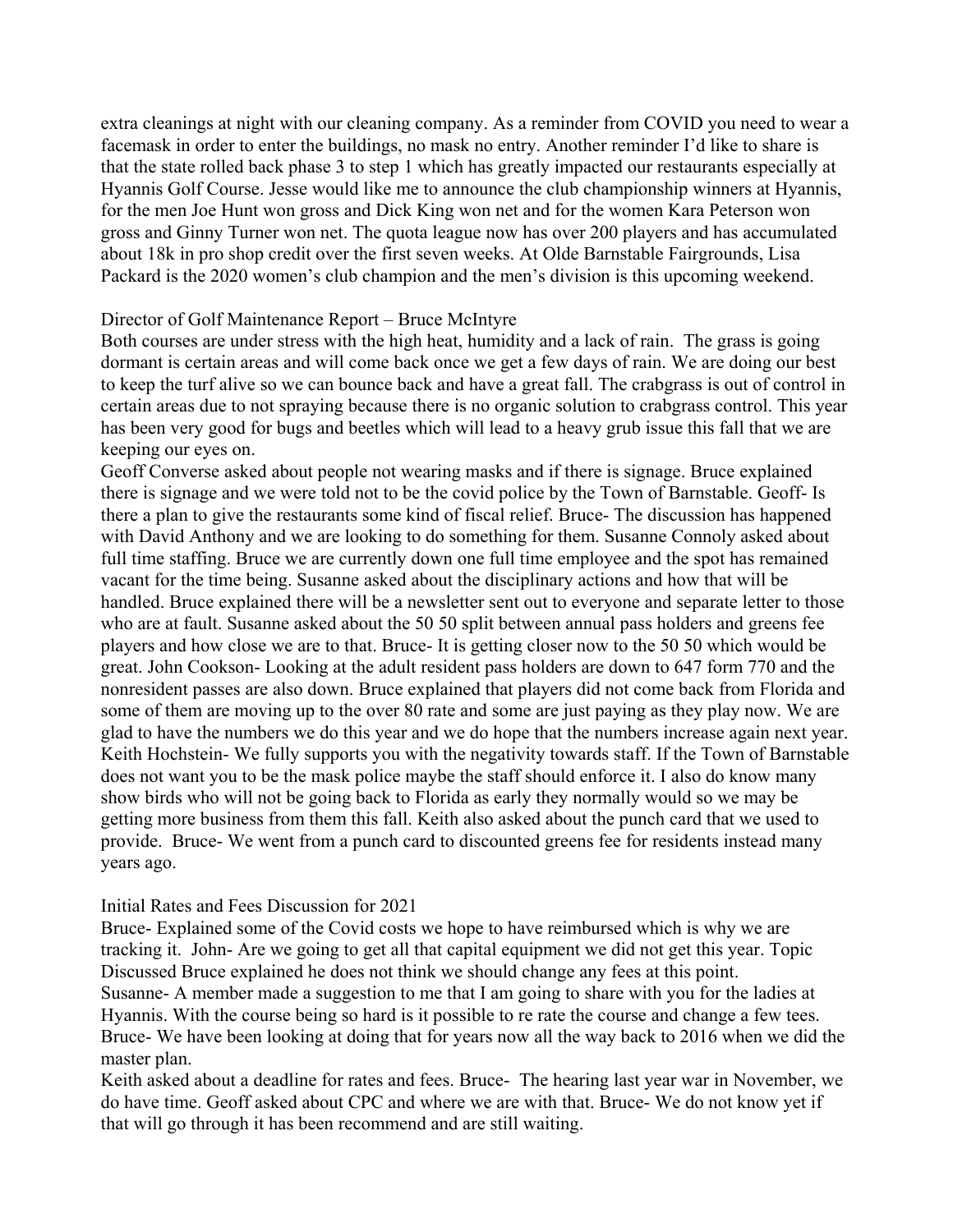extra cleanings at night with our cleaning company. As a reminder from COVID you need to wear a facemask in order to enter the buildings, no mask no entry. Another reminder I'd like to share is that the state rolled back phase 3 to step 1 which has greatly impacted our restaurants especially at Hyannis Golf Course. Jesse would like me to announce the club championship winners at Hyannis, for the men Joe Hunt won gross and Dick King won net and for the women Kara Peterson won gross and Ginny Turner won net. The quota league now has over 200 players and has accumulated about 18k in pro shop credit over the first seven weeks. At Olde Barnstable Fairgrounds, Lisa Packard is the 2020 women's club champion and the men's division is this upcoming weekend.

Director of Golf Maintenance Report – Bruce McIntyre

Both courses are under stress with the high heat, humidity and a lack of rain. The grass is going dormant is certain areas and will come back once we get a few days of rain. We are doing our best to keep the turf alive so we can bounce back and have a great fall. The crabgrass is out of control in certain areas due to not spraying because there is no organic solution to crabgrass control. This year has been very good for bugs and beetles which will lead to a heavy grub issue this fall that we are keeping our eyes on.

Geoff Converse asked about people not wearing masks and if there is signage. Bruce explained there is signage and we were told not to be the covid police by the Town of Barnstable. Geoff- Is there a plan to give the restaurants some kind of fiscal relief. Bruce- The discussion has happened with David Anthony and we are looking to do something for them. Susanne Connoly asked about full time staffing. Bruce we are currently down one full time employee and the spot has remained vacant for the time being. Susanne asked about the disciplinary actions and how that will be handled. Bruce explained there will be a newsletter sent out to everyone and separate letter to those who are at fault. Susanne asked about the 50 50 split between annual pass holders and greens fee players and how close we are to that. Bruce- It is getting closer now to the 50 50 which would be great. John Cookson- Looking at the adult resident pass holders are down to 647 form 770 and the nonresident passes are also down. Bruce explained that players did not come back from Florida and some of them are moving up to the over 80 rate and some are just paying as they play now. We are glad to have the numbers we do this year and we do hope that the numbers increase again next year. Keith Hochstein- We fully supports you with the negativity towards staff. If the Town of Barnstable does not want you to be the mask police maybe the staff should enforce it. I also do know many show birds who will not be going back to Florida as early they normally would so we may be getting more business from them this fall. Keith also asked about the punch card that we used to provide. Bruce- We went from a punch card to discounted greens fee for residents instead many years ago.

Initial Rates and Fees Discussion for 2021

Bruce- Explained some of the Covid costs we hope to have reimbursed which is why we are tracking it. John- Are we going to get all that capital equipment we did not get this year. Topic Discussed Bruce explained he does not think we should change any fees at this point.

Susanne- A member made a suggestion to me that I am going to share with you for the ladies at Hyannis. With the course being so hard is it possible to re rate the course and change a few tees. Bruce- We have been looking at doing that for years now all the way back to 2016 when we did the master plan.

Keith asked about a deadline for rates and fees. Bruce- The hearing last year war in November, we do have time. Geoff asked about CPC and where we are with that. Bruce- We do not know yet if that will go through it has been recommend and are still waiting.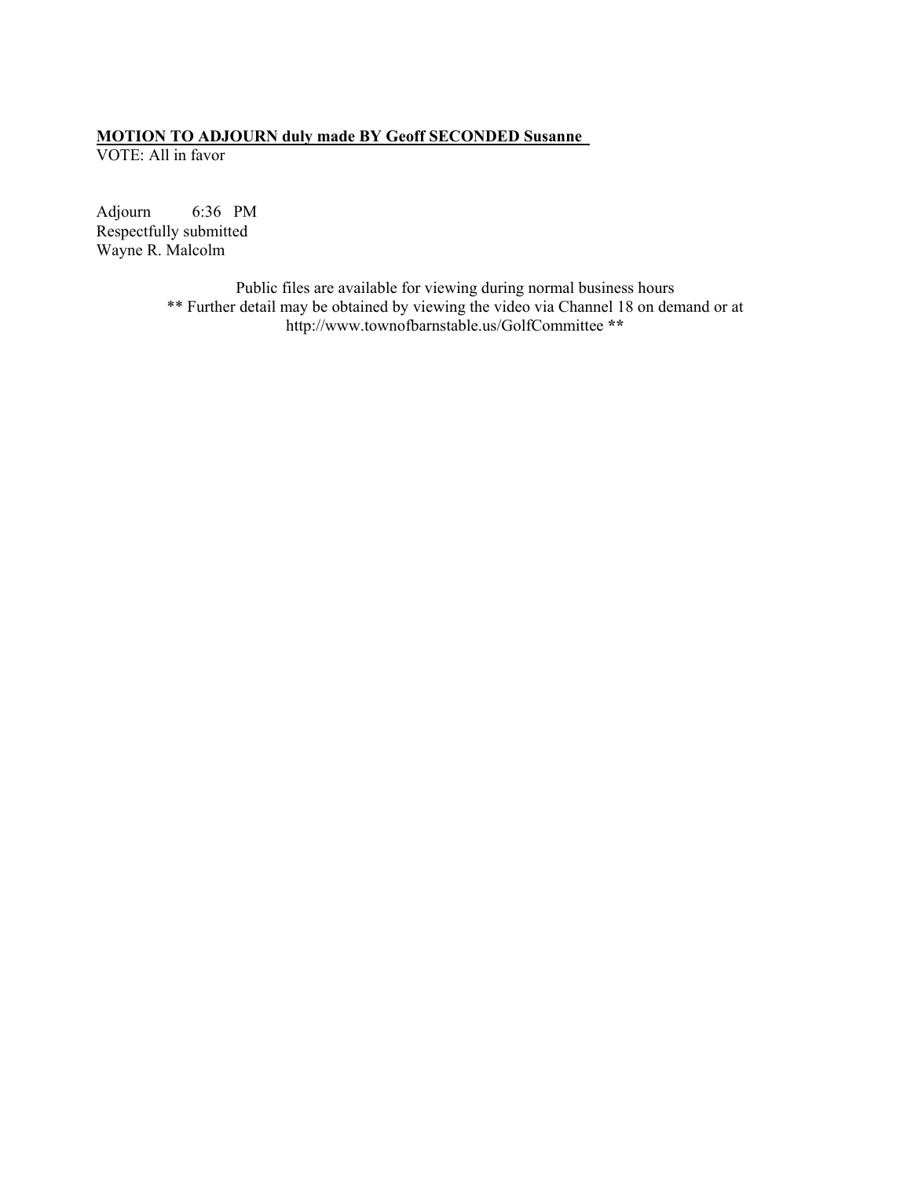**<u>MOTION TO ADJOURN duly made BY Geoff SECONDED Susanne</u>**
VOTE: All in favor

Adjourn 6:36 PM
Respectfully submitted
Wayne R. Malcolm

Public files are available for viewing during normal business hours
** Further detail may be obtained by viewing the video via Channel 18 on demand or at http://www.townofbarnstable.us/GolfCommittee **